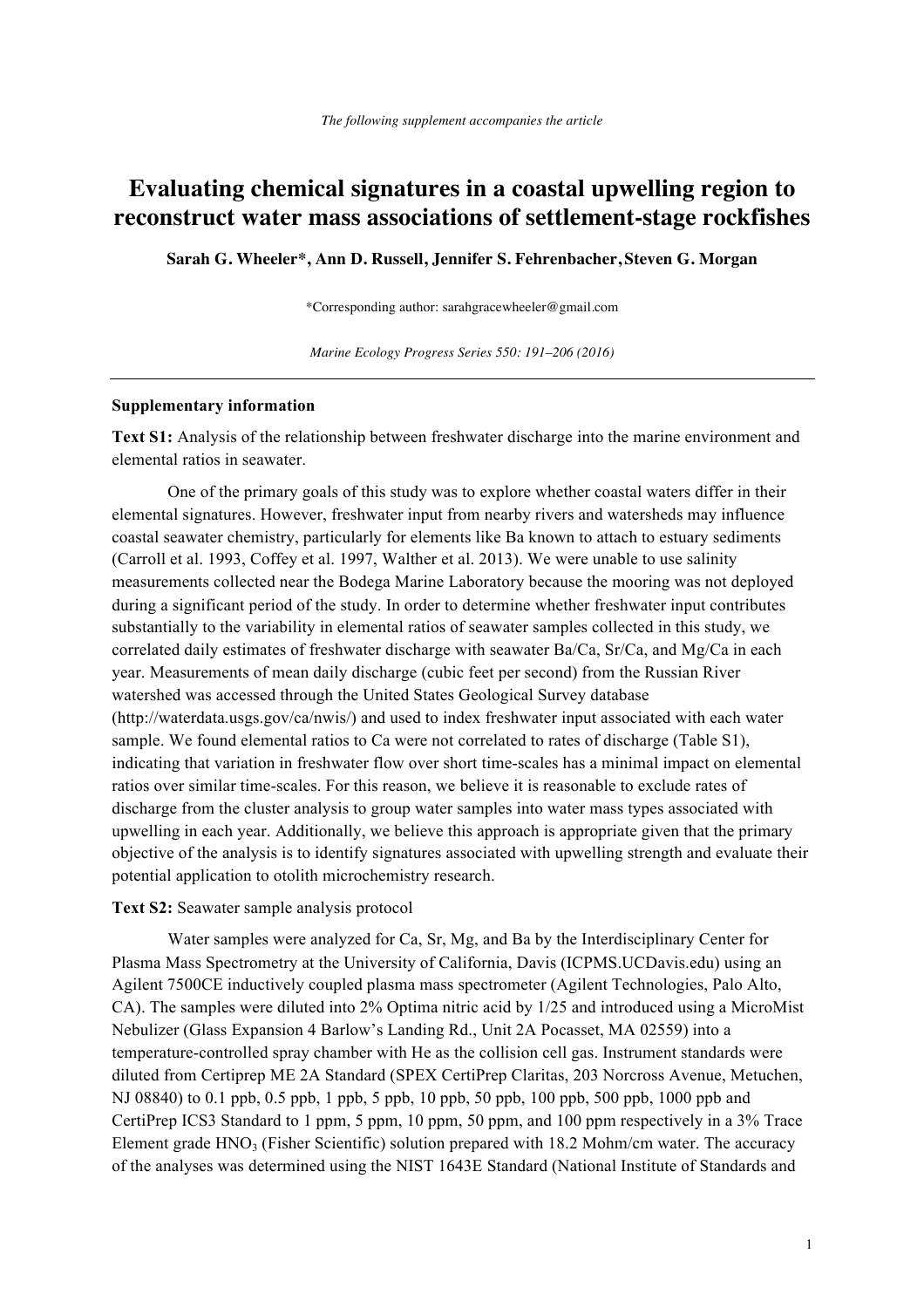*The following supplement accompanies the article*

# Evaluating chemical signatures in a coastal upwelling region to reconstruct water mass associations of settlement-stage rockfishes

**Sarah G. Wheeler\*, Ann D. Russell, Jennifer S. Fehrenbacher, Steven G. Morgan**

\*Corresponding author: sarahgracewheeler@gmail.com

*Marine Ecology Progress Series 550: 191–206 (2016)*

---

**Supplementary information**

**Text S1:** Analysis of the relationship between freshwater discharge into the marine environment and elemental ratios in seawater.

One of the primary goals of this study was to explore whether coastal waters differ in their elemental signatures. However, freshwater input from nearby rivers and watersheds may influence coastal seawater chemistry, particularly for elements like Ba known to attach to estuary sediments (Carroll et al. 1993, Coffey et al. 1997, Walther et al. 2013). We were unable to use salinity measurements collected near the Bodega Marine Laboratory because the mooring was not deployed during a significant period of the study. In order to determine whether freshwater input contributes substantially to the variability in elemental ratios of seawater samples collected in this study, we correlated daily estimates of freshwater discharge with seawater Ba/Ca, Sr/Ca, and Mg/Ca in each year. Measurements of mean daily discharge (cubic feet per second) from the Russian River watershed was accessed through the United States Geological Survey database (http://waterdata.usgs.gov/ca/nwis/) and used to index freshwater input associated with each water sample. We found elemental ratios to Ca were not correlated to rates of discharge (Table S1), indicating that variation in freshwater flow over short time-scales has a minimal impact on elemental ratios over similar time-scales. For this reason, we believe it is reasonable to exclude rates of discharge from the cluster analysis to group water samples into water mass types associated with upwelling in each year. Additionally, we believe this approach is appropriate given that the primary objective of the analysis is to identify signatures associated with upwelling strength and evaluate their potential application to otolith microchemistry research.

**Text S2:** Seawater sample analysis protocol

Water samples were analyzed for Ca, Sr, Mg, and Ba by the Interdisciplinary Center for Plasma Mass Spectrometry at the University of California, Davis (ICPMS.UCDavis.edu) using an Agilent 7500CE inductively coupled plasma mass spectrometer (Agilent Technologies, Palo Alto, CA). The samples were diluted into 2% Optima nitric acid by 1/25 and introduced using a MicroMist Nebulizer (Glass Expansion 4 Barlow's Landing Rd., Unit 2A Pocasset, MA 02559) into a temperature-controlled spray chamber with He as the collision cell gas. Instrument standards were diluted from Certiprep ME 2A Standard (SPEX CertiPrep Claritas, 203 Norcross Avenue, Metuchen, NJ 08840) to 0.1 ppb, 0.5 ppb, 1 ppb, 5 ppb, 10 ppb, 50 ppb, 100 ppb, 500 ppb, 1000 ppb and CertiPrep ICS3 Standard to 1 ppm, 5 ppm, 10 ppm, 50 ppm, and 100 ppm respectively in a 3% Trace Element grade $HNO_3$ (Fisher Scientific) solution prepared with 18.2 Mohm/cm water. The accuracy of the analyses was determined using the NIST 1643E Standard (National Institute of Standards and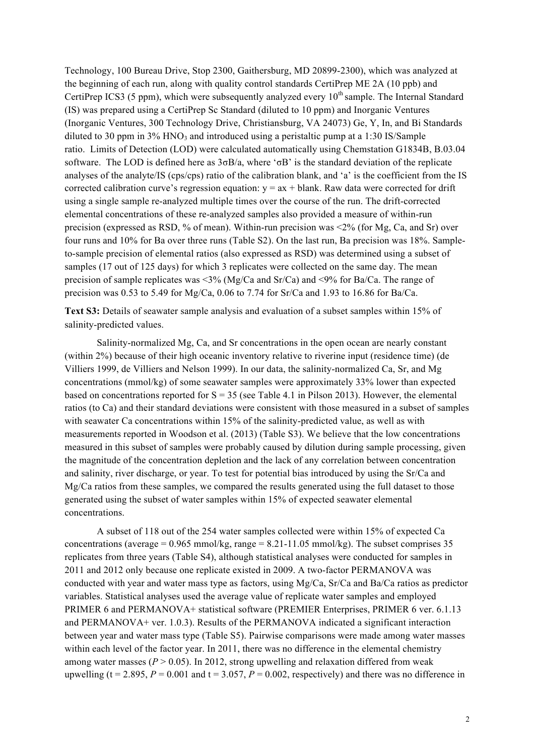Technology, 100 Bureau Drive, Stop 2300, Gaithersburg, MD 20899-2300), which was analyzed at the beginning of each run, along with quality control standards CertiPrep ME 2A (10 ppb) and CertiPrep ICS3 (5 ppm), which were subsequently analyzed every $10^{th}$ sample. The Internal Standard (IS) was prepared using a CertiPrep Sc Standard (diluted to 10 ppm) and Inorganic Ventures (Inorganic Ventures, 300 Technology Drive, Christiansburg, VA 24073) Ge, Y, In, and Bi Standards diluted to 30 ppm in 3% $HNO_3$ and introduced using a peristaltic pump at a 1:30 IS/Sample ratio. Limits of Detection (LOD) were calculated automatically using Chemstation G1834B, B.03.04 software. The LOD is defined here as $3\sigma B/a$, where '$\sigma B$' is the standard deviation of the replicate analyses of the analyte/IS (cps/cps) ratio of the calibration blank, and 'a' is the coefficient from the IS corrected calibration curve's regression equation: $y = ax + \text{blank}$. Raw data were corrected for drift using a single sample re-analyzed multiple times over the course of the run. The drift-corrected elemental concentrations of these re-analyzed samples also provided a measure of within-run precision (expressed as RSD, % of mean). Within-run precision was <2% (for Mg, Ca, and Sr) over four runs and 10% for Ba over three runs (Table S2). On the last run, Ba precision was 18%. Sample-to-sample precision of elemental ratios (also expressed as RSD) was determined using a subset of samples (17 out of 125 days) for which 3 replicates were collected on the same day. The mean precision of sample replicates was <3% (Mg/Ca and Sr/Ca) and <9% for Ba/Ca. The range of precision was 0.53 to 5.49 for Mg/Ca, 0.06 to 7.74 for Sr/Ca and 1.93 to 16.86 for Ba/Ca.

**Text S3:** Details of seawater sample analysis and evaluation of a subset samples within 15% of salinity-predicted values.

Salinity-normalized Mg, Ca, and Sr concentrations in the open ocean are nearly constant (within 2%) because of their high oceanic inventory relative to riverine input (residence time) (de Villiers 1999, de Villiers and Nelson 1999). In our data, the salinity-normalized Ca, Sr, and Mg concentrations (mmol/kg) of some seawater samples were approximately 33% lower than expected based on concentrations reported for $S = 35$ (see Table 4.1 in Pilson 2013). However, the elemental ratios (to Ca) and their standard deviations were consistent with those measured in a subset of samples with seawater Ca concentrations within 15% of the salinity-predicted value, as well as with measurements reported in Woodson et al. (2013) (Table S3). We believe that the low concentrations measured in this subset of samples were probably caused by dilution during sample processing, given the magnitude of the concentration depletion and the lack of any correlation between concentration and salinity, river discharge, or year. To test for potential bias introduced by using the Sr/Ca and Mg/Ca ratios from these samples, we compared the results generated using the full dataset to those generated using the subset of water samples within 15% of expected seawater elemental concentrations.

A subset of 118 out of the 254 water samples collected were within 15% of expected Ca concentrations (average = 0.965 mmol/kg, range = 8.21-11.05 mmol/kg). The subset comprises 35 replicates from three years (Table S4), although statistical analyses were conducted for samples in 2011 and 2012 only because one replicate existed in 2009. A two-factor PERMANOVA was conducted with year and water mass type as factors, using Mg/Ca, Sr/Ca and Ba/Ca ratios as predictor variables. Statistical analyses used the average value of replicate water samples and employed PRIMER 6 and PERMANOVA+ statistical software (PREMIER Enterprises, PRIMER 6 ver. 6.1.13 and PERMANOVA+ ver. 1.0.3). Results of the PERMANOVA indicated a significant interaction between year and water mass type (Table S5). Pairwise comparisons were made among water masses within each level of the factor year. In 2011, there was no difference in the elemental chemistry among water masses ($P > 0.05$). In 2012, strong upwelling and relaxation differed from weak upwelling ($t = 2.895$, $P = 0.001$ and $t = 3.057$, $P = 0.002$, respectively) and there was no difference in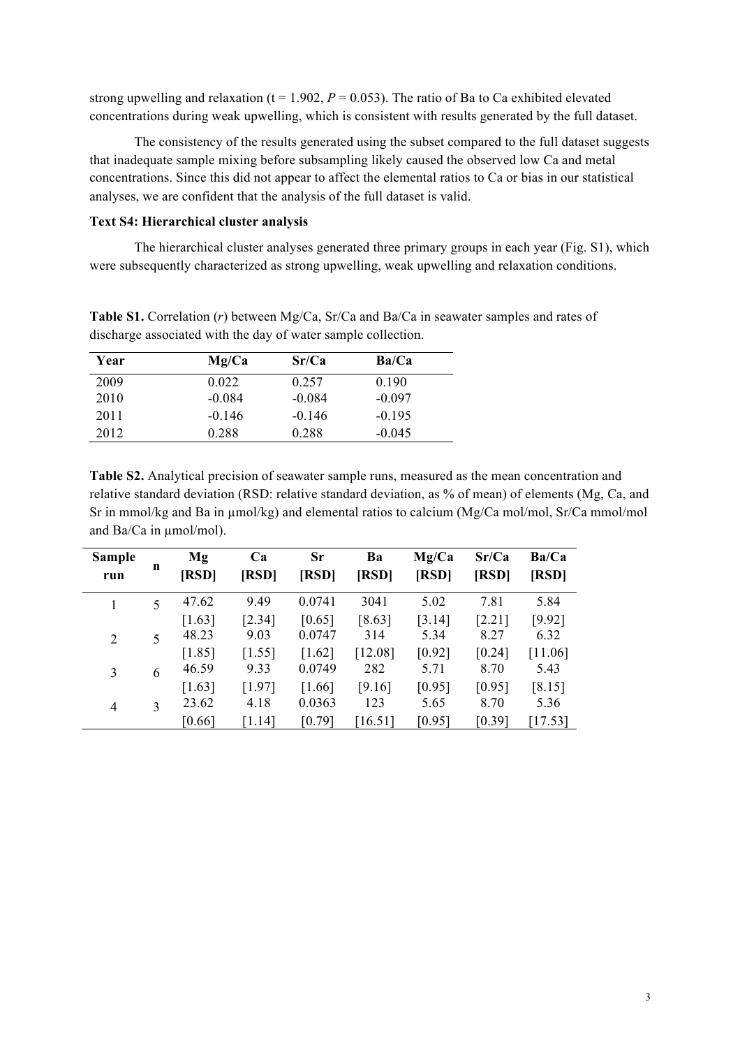strong upwelling and relaxation (t = 1.902, $P = 0.053$). The ratio of Ba to Ca exhibited elevated concentrations during weak upwelling, which is consistent with results generated by the full dataset.

The consistency of the results generated using the subset compared to the full dataset suggests that inadequate sample mixing before subsampling likely caused the observed low Ca and metal concentrations. Since this did not appear to affect the elemental ratios to Ca or bias in our statistical analyses, we are confident that the analysis of the full dataset is valid.

**Text S4: Hierarchical cluster analysis**

The hierarchical cluster analyses generated three primary groups in each year (Fig. S1), which were subsequently characterized as strong upwelling, weak upwelling and relaxation conditions.

**Table S1.** Correlation ($r$) between Mg/Ca, Sr/Ca and Ba/Ca in seawater samples and rates of discharge associated with the day of water sample collection.

| Year | Mg/Ca | Sr/Ca | Ba/Ca |
|---|---|---|---|
| 2009 | 0.022 | 0.257 | 0.190 |
| 2010 | -0.084 | -0.084 | -0.097 |
| 2011 | -0.146 | -0.146 | -0.195 |
| 2012 | 0.288 | 0.288 | -0.045 |

**Table S2.** Analytical precision of seawater sample runs, measured as the mean concentration and relative standard deviation (RSD: relative standard deviation, as % of mean) of elements (Mg, Ca, and Sr in mmol/kg and Ba in µmol/kg) and elemental ratios to calcium (Mg/Ca mol/mol, Sr/Ca mmol/mol and Ba/Ca in µmol/mol).

| Sample run | n | Mg [RSD] | Ca [RSD] | Sr [RSD] | Ba [RSD] | Mg/Ca [RSD] | Sr/Ca [RSD] | Ba/Ca [RSD] |
|---|---|---|---|---|---|---|---|---|
| 1 | 5 | 47.62 [1.63] | 9.49 [2.34] | 0.0741 [0.65] | 3041 [8.63] | 5.02 [3.14] | 7.81 [2.21] | 5.84 [9.92] |
| 2 | 5 | 48.23 [1.85] | 9.03 [1.55] | 0.0747 [1.62] | 314 [12.08] | 5.34 [0.92] | 8.27 [0.24] | 6.32 [11.06] |
| 3 | 6 | 46.59 [1.63] | 9.33 [1.97] | 0.0749 [1.66] | 282 [9.16] | 5.71 [0.95] | 8.70 [0.95] | 5.43 [8.15] |
| 4 | 3 | 23.62 [0.66] | 4.18 [1.14] | 0.0363 [0.79] | 123 [16.51] | 5.65 [0.95] | 8.70 [0.39] | 5.36 [17.53] |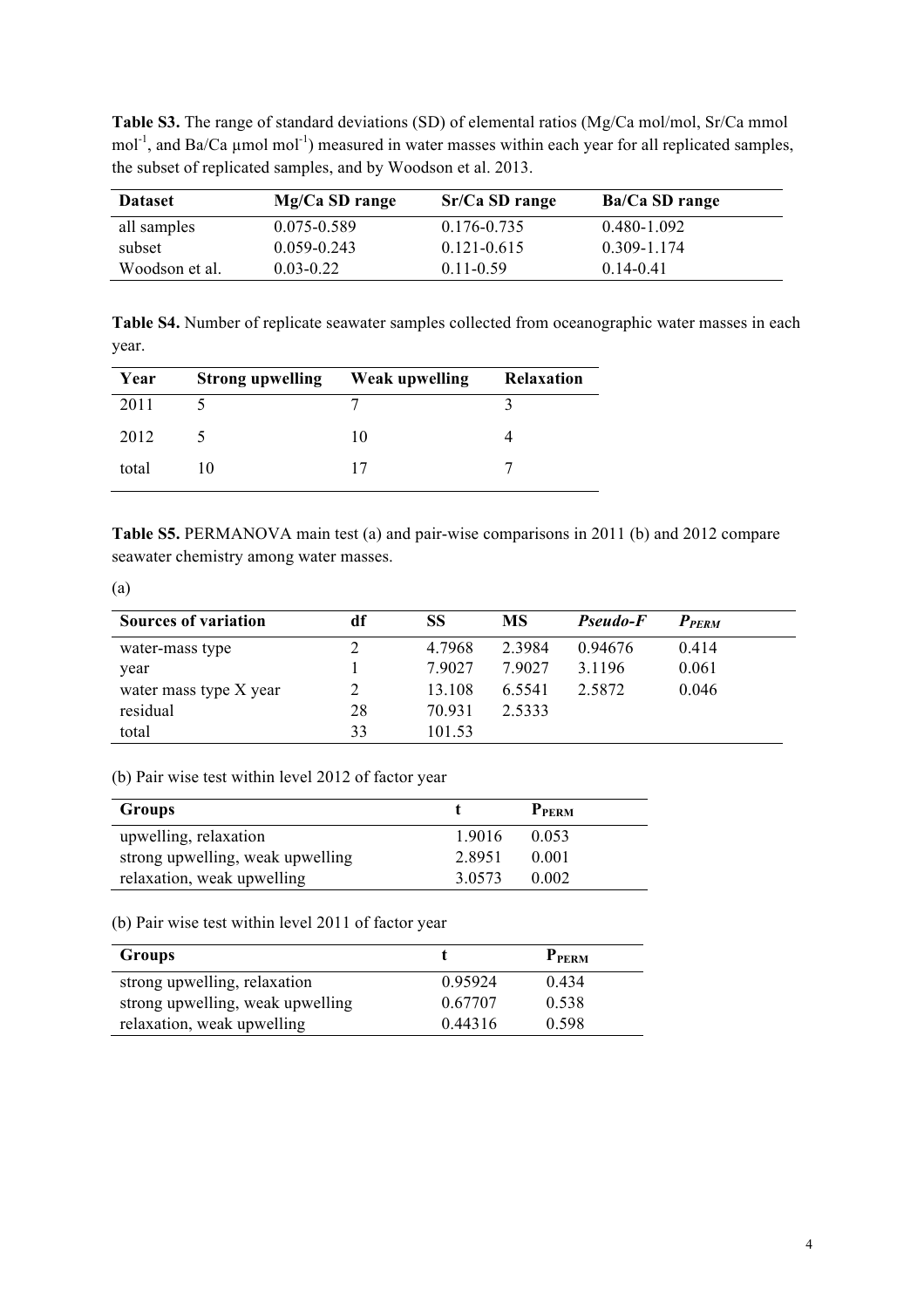**Table S3.** The range of standard deviations (SD) of elemental ratios (Mg/Ca mol/mol, Sr/Ca mmol $mol^{-1}$, and Ba/Ca µmol $mol^{-1}$) measured in water masses within each year for all replicated samples, the subset of replicated samples, and by Woodson et al. 2013.

| Dataset | Mg/Ca SD range | Sr/Ca SD range | Ba/Ca SD range |
|---|---|---|---|
| all samples | 0.075-0.589 | 0.176-0.735 | 0.480-1.092 |
| subset | 0.059-0.243 | 0.121-0.615 | 0.309-1.174 |
| Woodson et al. | 0.03-0.22 | 0.11-0.59 | 0.14-0.41 |

**Table S4.** Number of replicate seawater samples collected from oceanographic water masses in each year.

| Year | Strong upwelling | Weak upwelling | Relaxation |
|---|---|---|---|
| 2011 | 5 | 7 | 3 |
| 2012 | 5 | 10 | 4 |
| total | 10 | 17 | 7 |

**Table S5.** PERMANOVA main test (a) and pair-wise comparisons in 2011 (b) and 2012 compare seawater chemistry among water masses.

(a)

| Sources of variation | df | SS | MS | *Pseudo-F* | $P_{PERM}$ |
|---|---|---|---|---|---|
| water-mass type | 2 | 4.7968 | 2.3984 | 0.94676 | 0.414 |
| year | 1 | 7.9027 | 7.9027 | 3.1196 | 0.061 |
| water mass type X year | 2 | 13.108 | 6.5541 | 2.5872 | 0.046 |
| residual | 28 | 70.931 | 2.5333 | | |
| total | 33 | 101.53 | | | |

(b) Pair wise test within level 2012 of factor year

| Groups | t | $P_{PERM}$ |
|---|---|---|
| upwelling, relaxation | 1.9016 | 0.053 |
| strong upwelling, weak upwelling | 2.8951 | 0.001 |
| relaxation, weak upwelling | 3.0573 | 0.002 |

(b) Pair wise test within level 2011 of factor year

| Groups | t | $P_{PERM}$ |
|---|---|---|
| strong upwelling, relaxation | 0.95924 | 0.434 |
| strong upwelling, weak upwelling | 0.67707 | 0.538 |
| relaxation, weak upwelling | 0.44316 | 0.598 |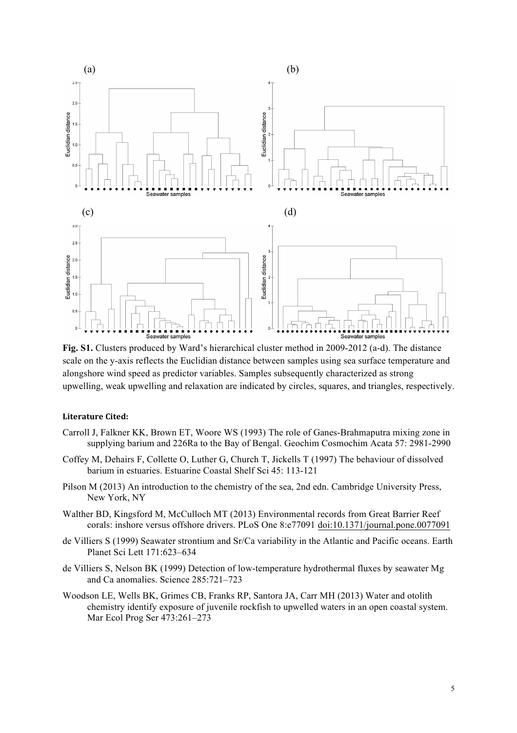(a)

Euclidian distance

2.5
2.0
1.5
1.0
0.5
0

Seawater samples

(b)

Euclidian distance

4
3
2
1
0

Seawater samples

(c)

Euclidian distance

3.0
2.5
2.0
1.5
1.0
0.5
0

Seawater samples

(d)

Euclidian distance

4
3
2
1
0

Seawater samples

**Fig. S1.** Clusters produced by Ward's hierarchical cluster method in 2009-2012 (a-d). The distance scale on the y-axis reflects the Euclidian distance between samples using sea surface temperature and alongshore wind speed as predictor variables. Samples subsequently characterized as strong upwelling, weak upwelling and relaxation are indicated by circles, squares, and triangles, respectively.

**Literature Cited:**

Carroll J, Falkner KK, Brown ET, Woore WS (1993) The role of Ganes-Brahmaputra mixing zone in supplying barium and 226Ra to the Bay of Bengal. Geochim Cosmochim Acata 57: 2981-2990

Coffey M, Dehairs F, Collette O, Luther G, Church T, Jickells T (1997) The behaviour of dissolved barium in estuaries. Estuarine Coastal Shelf Sci 45: 113-121

Pilson M (2013) An introduction to the chemistry of the sea, 2nd edn. Cambridge University Press, New York, NY

Walther BD, Kingsford M, McCulloch MT (2013) Environmental records from Great Barrier Reef corals: inshore versus offshore drivers. PLoS One 8:e77091 doi:10.1371/journal.pone.0077091

de Villiers S (1999) Seawater strontium and Sr/Ca variability in the Atlantic and Pacific oceans. Earth Planet Sci Lett 171:623–634

de Villiers S, Nelson BK (1999) Detection of low-temperature hydrothermal fluxes by seawater Mg and Ca anomalies. Science 285:721–723

Woodson LE, Wells BK, Grimes CB, Franks RP, Santora JA, Carr MH (2013) Water and otolith chemistry identify exposure of juvenile rockfish to upwelled waters in an open coastal system. Mar Ecol Prog Ser 473:261–273